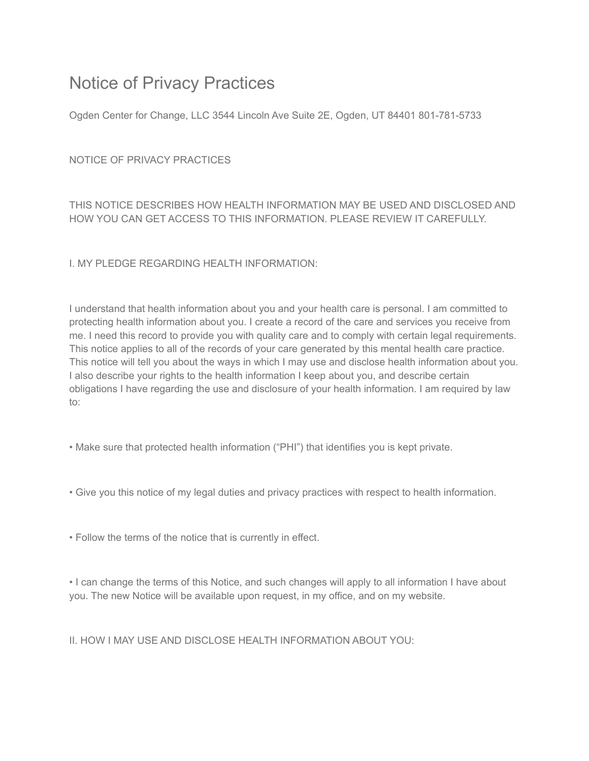# Notice of Privacy Practices

Ogden Center for Change, LLC 3544 Lincoln Ave Suite 2E, Ogden, UT 84401 801-781-5733

NOTICE OF PRIVACY PRACTICES

THIS NOTICE DESCRIBES HOW HEALTH INFORMATION MAY BE USED AND DISCLOSED AND HOW YOU CAN GET ACCESS TO THIS INFORMATION. PLEASE REVIEW IT CAREFULLY.

## I. MY PLEDGE REGARDING HEALTH INFORMATION:

I understand that health information about you and your health care is personal. I am committed to protecting health information about you. I create a record of the care and services you receive from me. I need this record to provide you with quality care and to comply with certain legal requirements. This notice applies to all of the records of your care generated by this mental health care practice. This notice will tell you about the ways in which I may use and disclose health information about you. I also describe your rights to the health information I keep about you, and describe certain obligations I have regarding the use and disclosure of your health information. I am required by law to:

- Make sure that protected health information ("PHI") that identifies you is kept private.
- Give you this notice of my legal duties and privacy practices with respect to health information.
- Follow the terms of the notice that is currently in effect.
- I can change the terms of this Notice, and such changes will apply to all information I have about you. The new Notice will be available upon request, in my office, and on my website.

## II. HOW I MAY USE AND DISCLOSE HEALTH INFORMATION ABOUT YOU: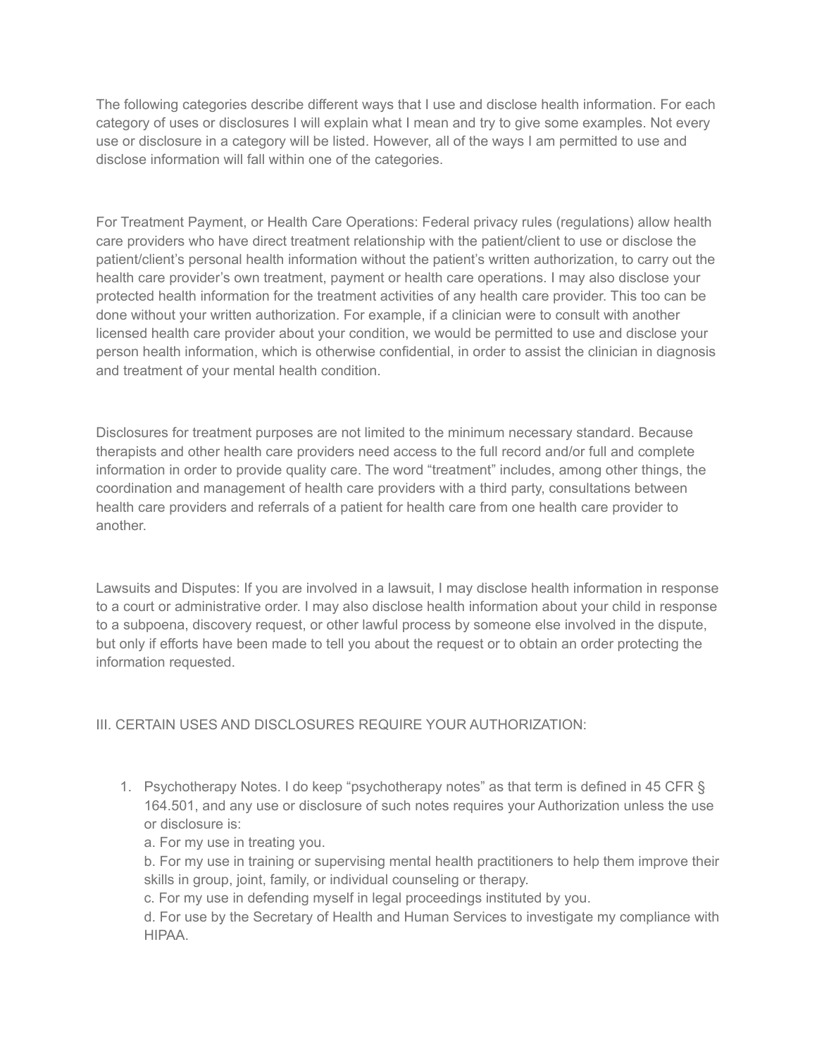The following categories describe different ways that I use and disclose health information. For each category of uses or disclosures I will explain what I mean and try to give some examples. Not every use or disclosure in a category will be listed. However, all of the ways I am permitted to use and disclose information will fall within one of the categories.

For Treatment Payment, or Health Care Operations: Federal privacy rules (regulations) allow health care providers who have direct treatment relationship with the patient/client to use or disclose the patient/client's personal health information without the patient's written authorization, to carry out the health care provider's own treatment, payment or health care operations. I may also disclose your protected health information for the treatment activities of any health care provider. This too can be done without your written authorization. For example, if a clinician were to consult with another licensed health care provider about your condition, we would be permitted to use and disclose your person health information, which is otherwise confidential, in order to assist the clinician in diagnosis and treatment of your mental health condition.

Disclosures for treatment purposes are not limited to the minimum necessary standard. Because therapists and other health care providers need access to the full record and/or full and complete information in order to provide quality care. The word "treatment" includes, among other things, the coordination and management of health care providers with a third party, consultations between health care providers and referrals of a patient for health care from one health care provider to another.

Lawsuits and Disputes: If you are involved in a lawsuit, I may disclose health information in response to a court or administrative order. I may also disclose health information about your child in response to a subpoena, discovery request, or other lawful process by someone else involved in the dispute, but only if efforts have been made to tell you about the request or to obtain an order protecting the information requested.

## III. CERTAIN USES AND DISCLOSURES REQUIRE YOUR AUTHORIZATION:

1. Psychotherapy Notes. I do keep "psychotherapy notes" as that term is defined in 45 CFR § 164.501, and any use or disclosure of such notes requires your Authorization unless the use or disclosure is:
   a. For my use in treating you.
   b. For my use in training or supervising mental health practitioners to help them improve their skills in group, joint, family, or individual counseling or therapy.
   c. For my use in defending myself in legal proceedings instituted by you.
   d. For use by the Secretary of Health and Human Services to investigate my compliance with HIPAA.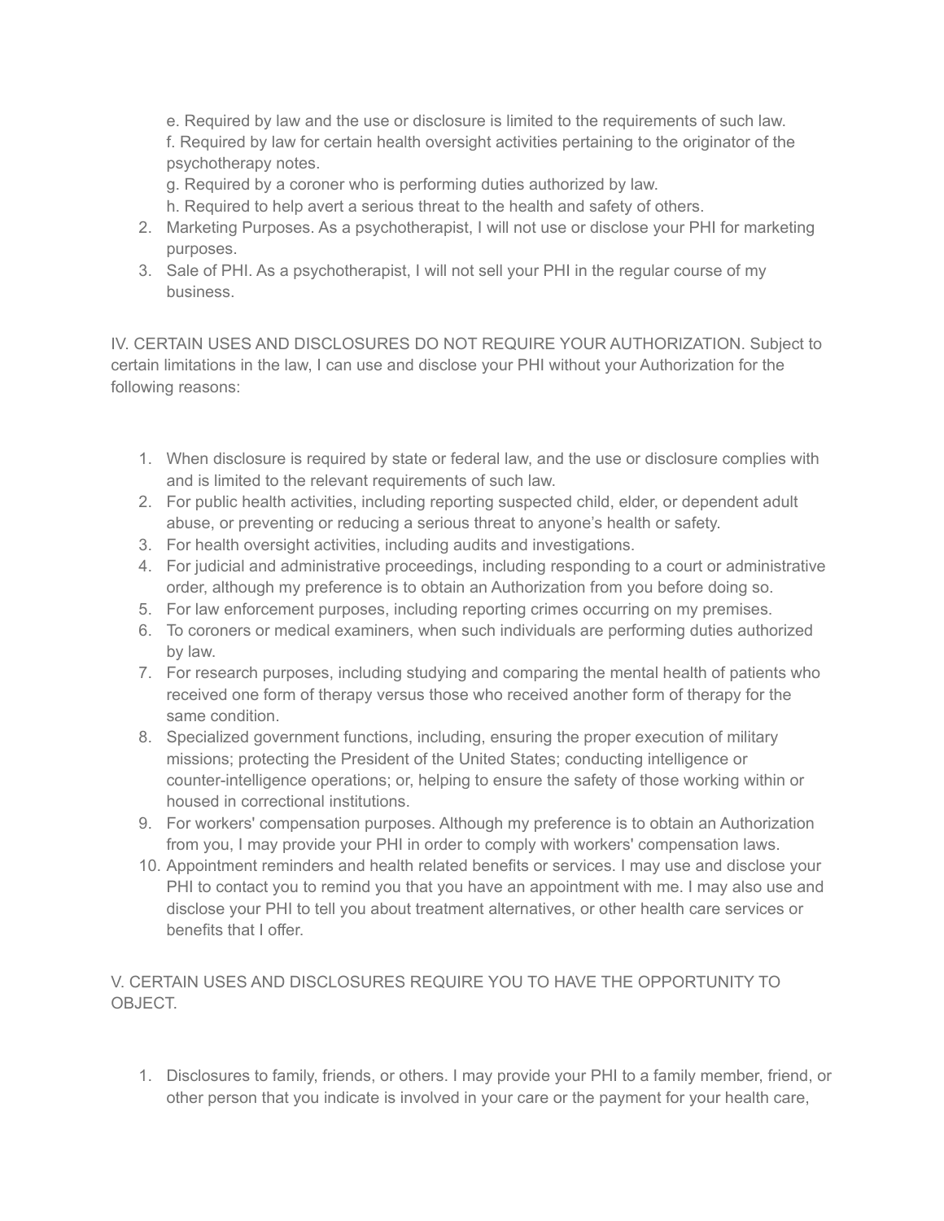e. Required by law and the use or disclosure is limited to the requirements of such law.  
f. Required by law for certain health oversight activities pertaining to the originator of the psychotherapy notes.  
g. Required by a coroner who is performing duties authorized by law.  
h. Required to help avert a serious threat to the health and safety of others.

2. Marketing Purposes. As a psychotherapist, I will not use or disclose your PHI for marketing purposes.
3. Sale of PHI. As a psychotherapist, I will not sell your PHI in the regular course of my business.

IV. CERTAIN USES AND DISCLOSURES DO NOT REQUIRE YOUR AUTHORIZATION. Subject to certain limitations in the law, I can use and disclose your PHI without your Authorization for the following reasons:

1. When disclosure is required by state or federal law, and the use or disclosure complies with and is limited to the relevant requirements of such law.
2. For public health activities, including reporting suspected child, elder, or dependent adult abuse, or preventing or reducing a serious threat to anyone's health or safety.
3. For health oversight activities, including audits and investigations.
4. For judicial and administrative proceedings, including responding to a court or administrative order, although my preference is to obtain an Authorization from you before doing so.
5. For law enforcement purposes, including reporting crimes occurring on my premises.
6. To coroners or medical examiners, when such individuals are performing duties authorized by law.
7. For research purposes, including studying and comparing the mental health of patients who received one form of therapy versus those who received another form of therapy for the same condition.
8. Specialized government functions, including, ensuring the proper execution of military missions; protecting the President of the United States; conducting intelligence or counter-intelligence operations; or, helping to ensure the safety of those working within or housed in correctional institutions.
9. For workers' compensation purposes. Although my preference is to obtain an Authorization from you, I may provide your PHI in order to comply with workers' compensation laws.
10. Appointment reminders and health related benefits or services. I may use and disclose your PHI to contact you to remind you that you have an appointment with me. I may also use and disclose your PHI to tell you about treatment alternatives, or other health care services or benefits that I offer.

V. CERTAIN USES AND DISCLOSURES REQUIRE YOU TO HAVE THE OPPORTUNITY TO OBJECT.

1. Disclosures to family, friends, or others. I may provide your PHI to a family member, friend, or other person that you indicate is involved in your care or the payment for your health care,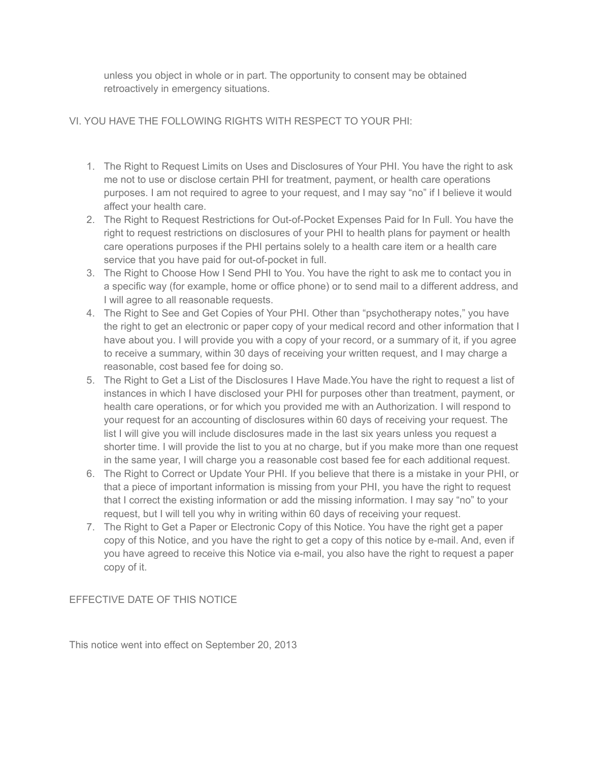unless you object in whole or in part. The opportunity to consent may be obtained retroactively in emergency situations.

## VI. YOU HAVE THE FOLLOWING RIGHTS WITH RESPECT TO YOUR PHI:

1. The Right to Request Limits on Uses and Disclosures of Your PHI. You have the right to ask me not to use or disclose certain PHI for treatment, payment, or health care operations purposes. I am not required to agree to your request, and I may say "no" if I believe it would affect your health care.
2. The Right to Request Restrictions for Out-of-Pocket Expenses Paid for In Full. You have the right to request restrictions on disclosures of your PHI to health plans for payment or health care operations purposes if the PHI pertains solely to a health care item or a health care service that you have paid for out-of-pocket in full.
3. The Right to Choose How I Send PHI to You. You have the right to ask me to contact you in a specific way (for example, home or office phone) or to send mail to a different address, and I will agree to all reasonable requests.
4. The Right to See and Get Copies of Your PHI. Other than "psychotherapy notes," you have the right to get an electronic or paper copy of your medical record and other information that I have about you. I will provide you with a copy of your record, or a summary of it, if you agree to receive a summary, within 30 days of receiving your written request, and I may charge a reasonable, cost based fee for doing so.
5. The Right to Get a List of the Disclosures I Have Made.You have the right to request a list of instances in which I have disclosed your PHI for purposes other than treatment, payment, or health care operations, or for which you provided me with an Authorization. I will respond to your request for an accounting of disclosures within 60 days of receiving your request. The list I will give you will include disclosures made in the last six years unless you request a shorter time. I will provide the list to you at no charge, but if you make more than one request in the same year, I will charge you a reasonable cost based fee for each additional request.
6. The Right to Correct or Update Your PHI. If you believe that there is a mistake in your PHI, or that a piece of important information is missing from your PHI, you have the right to request that I correct the existing information or add the missing information. I may say "no" to your request, but I will tell you why in writing within 60 days of receiving your request.
7. The Right to Get a Paper or Electronic Copy of this Notice. You have the right get a paper copy of this Notice, and you have the right to get a copy of this notice by e-mail. And, even if you have agreed to receive this Notice via e-mail, you also have the right to request a paper copy of it.

## EFFECTIVE DATE OF THIS NOTICE

This notice went into effect on September 20, 2013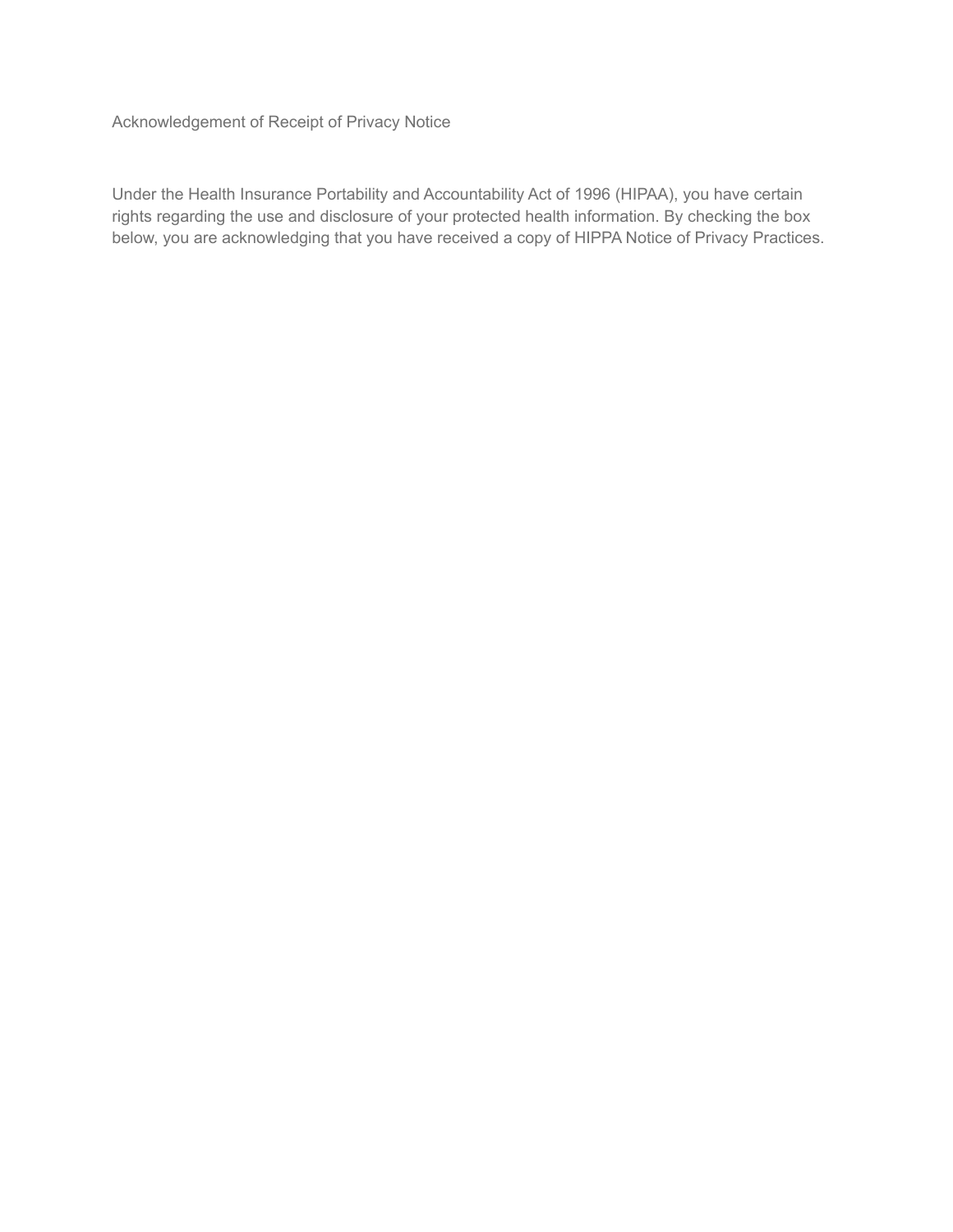Acknowledgement of Receipt of Privacy Notice

Under the Health Insurance Portability and Accountability Act of 1996 (HIPAA), you have certain rights regarding the use and disclosure of your protected health information. By checking the box below, you are acknowledging that you have received a copy of HIPPA Notice of Privacy Practices.